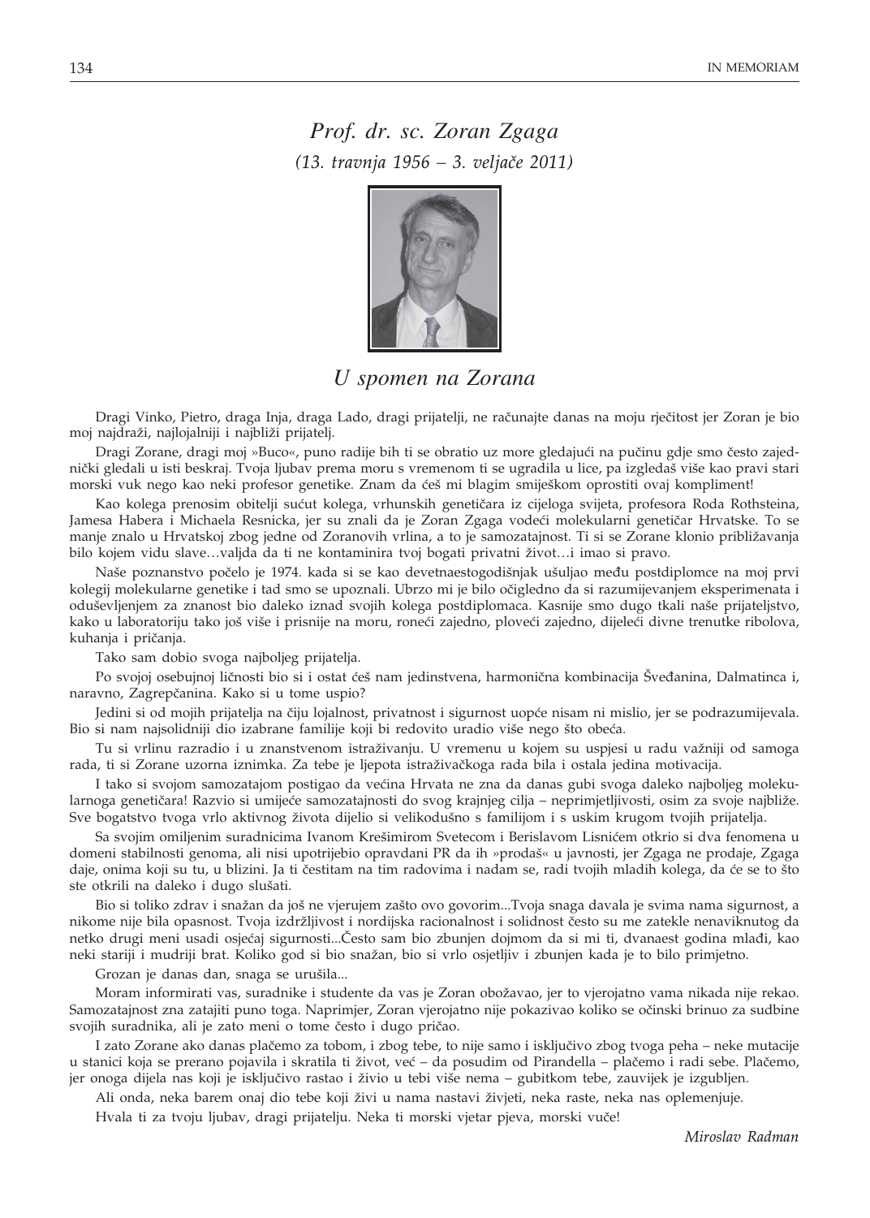# *Prof. dr. sc. Zoran Zgaga*

*(13. travnja 1956 – 3. veljače 2011)*

## *U spomen na Zorana*

Dragi Vinko, Pietro, draga Inja, draga Lado, dragi prijatelji, ne računajte danas na moju rječitost jer Zoran je bio moj najdraži, najlojalniji i najbliži prijatelj.

Dragi Zorane, dragi moj »Buco«, puno radije bih ti se obratio uz more gledajući na pučinu gdje smo često zajednički gledali u isti beskraj. Tvoja ljubav prema moru s vremenom ti se ugradila u lice, pa izgledaš više kao pravi stari morski vuk nego kao neki profesor genetike. Znam da ćeš mi blagim smiješkom oprostiti ovaj kompliment!

Kao kolega prenosim obitelji sućut kolega, vrhunskih genetičara iz cijeloga svijeta, profesora Roda Rothsteina, Jamesa Habera i Michaela Resnicka, jer su znali da je Zoran Zgaga vodeći molekularni genetičar Hrvatske. To se manje znalo u Hrvatskoj zbog jedne od Zoranovih vrlina, a to je samozatajnost. Ti si se Zorane klonio približavanja bilo kojem vidu slave…valjda da ti ne kontaminira tvoj bogati privatni život…i imao si pravo.

Naše poznanstvo počelo je 1974. kada si se kao devetnaestogodišnjak ušuljao među postdiplomce na moj prvi kolegij molekularne genetike i tad smo se upoznali. Ubrzo mi je bilo očigledno da si razumijevanjem eksperimenata i oduševljenjem za znanost bio daleko iznad svojih kolega postdiplomaca. Kasnije smo dugo tkali naše prijateljstvo, kako u laboratoriju tako još više i prisnije na moru, roneći zajedno, ploveći zajedno, dijeleći divne trenutke ribolova, kuhanja i pričanja.

Tako sam dobio svoga najboljeg prijatelja.

Po svojoj osebujnoj ličnosti bio si i ostat ćeš nam jedinstvena, harmonična kombinacija Šveđanina, Dalmatinca i, naravno, Zagrepčanina. Kako si u tome uspio?

Jedini si od mojih prijatelja na čiju lojalnost, privatnost i sigurnost uopće nisam ni mislio, jer se podrazumijevala. Bio si nam najsolidniji dio izabrane familije koji bi redovito uradio više nego što obeća.

Tu si vrlinu razradio i u znanstvenom istraživanju. U vremenu u kojem su uspjesi u radu važniji od samoga rada, ti si Zorane uzorna iznimka. Za tebe je ljepota istraživačkoga rada bila i ostala jedina motivacija.

I tako si svojom samozatajom postigao da većina Hrvata ne zna da danas gubi svoga daleko najboljeg molekularnoga genetičara! Razvio si umijeće samozatajnosti do svog krajnjeg cilja – neprimjetljivosti, osim za svoje najbliže. Sve bogatstvo tvoga vrlo aktivnog života dijelio si velikodušno s familijom i s uskim krugom tvojih prijatelja.

Sa svojim omiljenim suradnicima Ivanom Krešimirom Svetecom i Berislavom Lisnićem otkrio si dva fenomena u domeni stabilnosti genoma, ali nisi upotrijebio opravdani PR da ih »prodaš« u javnosti, jer Zgaga ne prodaje, Zgaga daje, onima koji su tu, u blizini. Ja ti čestitam na tim radovima i nadam se, radi tvojih mladih kolega, da će se to što ste otkrili na daleko i dugo slušati.

Bio si toliko zdrav i snažan da još ne vjerujem zašto ovo govorim...Tvoja snaga davala je svima nama sigurnost, a nikome nije bila opasnost. Tvoja izdržljivost i nordijska racionalnost i solidnost često su me zatekle nenaviknutog da netko drugi meni usadi osjećaj sigurnosti...Često sam bio zbunjen dojmom da si mi ti, dvanaest godina mlađi, kao neki stariji i mudriji brat. Koliko god si bio snažan, bio si vrlo osjetljiv i zbunjen kada je to bilo primjetno.

Grozan je danas dan, snaga se urušila...

Moram informirati vas, suradnike i studente da vas je Zoran obožavao, jer to vjerojatno vama nikada nije rekao. Samozatajnost zna zatajiti puno toga. Naprimjer, Zoran vjerojatno nije pokazivao koliko se očinski brinuo za sudbine svojih suradnika, ali je zato meni o tome često i dugo pričao.

I zato Zorane ako danas plačemo za tobom, i zbog tebe, to nije samo i isključivo zbog tvoga peha – neke mutacije u stanici koja se prerano pojavila i skratila ti život, već – da posudim od Pirandella – plačemo i radi sebe. Plačemo, jer onoga dijela nas koji je isključivo rastao i živio u tebi više nema – gubitkom tebe, zauvijek je izgubljen.

Ali onda, neka barem onaj dio tebe koji živi u nama nastavi živjeti, neka raste, neka nas oplemenjuje.

Hvala ti za tvoju ljubav, dragi prijatelju. Neka ti morski vjetar pjeva, morski vuče!

*Miroslav Radman*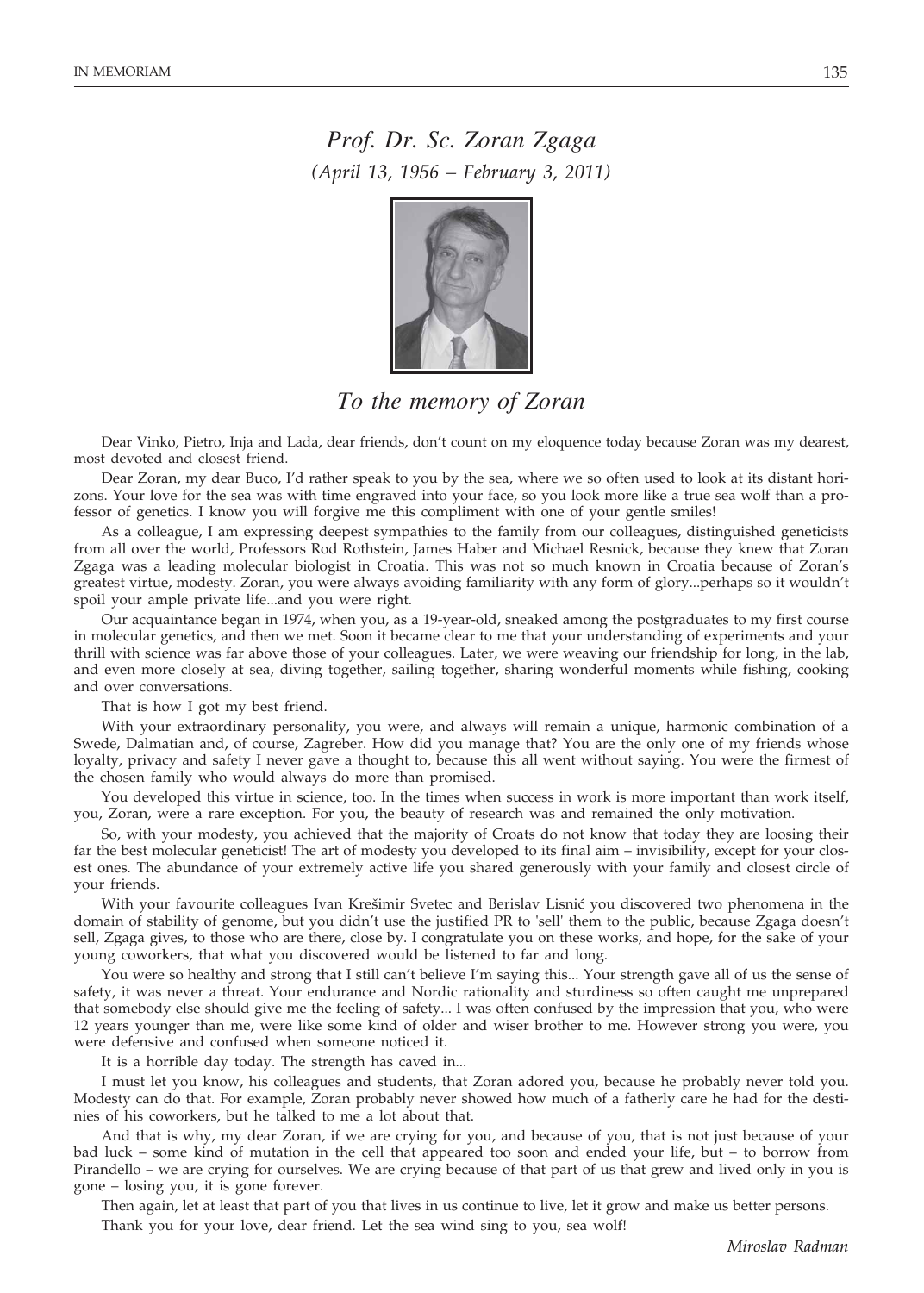# *Prof. Dr. Sc. Zoran Zgaga*

*(April 13, 1956 – February 3, 2011)*

## *To the memory of Zoran*

Dear Vinko, Pietro, Inja and Lada, dear friends, don't count on my eloquence today because Zoran was my dearest, most devoted and closest friend.

Dear Zoran, my dear Buco, I'd rather speak to you by the sea, where we so often used to look at its distant horizons. Your love for the sea was with time engraved into your face, so you look more like a true sea wolf than a professor of genetics. I know you will forgive me this compliment with one of your gentle smiles!

As a colleague, I am expressing deepest sympathies to the family from our colleagues, distinguished geneticists from all over the world, Professors Rod Rothstein, James Haber and Michael Resnick, because they knew that Zoran Zgaga was a leading molecular biologist in Croatia. This was not so much known in Croatia because of Zoran's greatest virtue, modesty. Zoran, you were always avoiding familiarity with any form of glory...perhaps so it wouldn't spoil your ample private life...and you were right.

Our acquaintance began in 1974, when you, as a 19-year-old, sneaked among the postgraduates to my first course in molecular genetics, and then we met. Soon it became clear to me that your understanding of experiments and your thrill with science was far above those of your colleagues. Later, we were weaving our friendship for long, in the lab, and even more closely at sea, diving together, sailing together, sharing wonderful moments while fishing, cooking and over conversations.

That is how I got my best friend.

With your extraordinary personality, you were, and always will remain a unique, harmonic combination of a Swede, Dalmatian and, of course, Zagreber. How did you manage that? You are the only one of my friends whose loyalty, privacy and safety I never gave a thought to, because this all went without saying. You were the firmest of the chosen family who would always do more than promised.

You developed this virtue in science, too. In the times when success in work is more important than work itself, you, Zoran, were a rare exception. For you, the beauty of research was and remained the only motivation.

So, with your modesty, you achieved that the majority of Croats do not know that today they are loosing their far the best molecular geneticist! The art of modesty you developed to its final aim – invisibility, except for your closest ones. The abundance of your extremely active life you shared generously with your family and closest circle of your friends.

With your favourite colleagues Ivan Krešimir Svetec and Berislav Lisnić you discovered two phenomena in the domain of stability of genome, but you didn't use the justified PR to 'sell' them to the public, because Zgaga doesn't sell, Zgaga gives, to those who are there, close by. I congratulate you on these works, and hope, for the sake of your young coworkers, that what you discovered would be listened to far and long.

You were so healthy and strong that I still can't believe I'm saying this... Your strength gave all of us the sense of safety, it was never a threat. Your endurance and Nordic rationality and sturdiness so often caught me unprepared that somebody else should give me the feeling of safety... I was often confused by the impression that you, who were 12 years younger than me, were like some kind of older and wiser brother to me. However strong you were, you were defensive and confused when someone noticed it.

It is a horrible day today. The strength has caved in...

I must let you know, his colleagues and students, that Zoran adored you, because he probably never told you. Modesty can do that. For example, Zoran probably never showed how much of a fatherly care he had for the destinies of his coworkers, but he talked to me a lot about that.

And that is why, my dear Zoran, if we are crying for you, and because of you, that is not just because of your bad luck – some kind of mutation in the cell that appeared too soon and ended your life, but – to borrow from Pirandello – we are crying for ourselves. We are crying because of that part of us that grew and lived only in you is gone – losing you, it is gone forever.

Then again, let at least that part of you that lives in us continue to live, let it grow and make us better persons.

Thank you for your love, dear friend. Let the sea wind sing to you, sea wolf!

*Miroslav Radman*